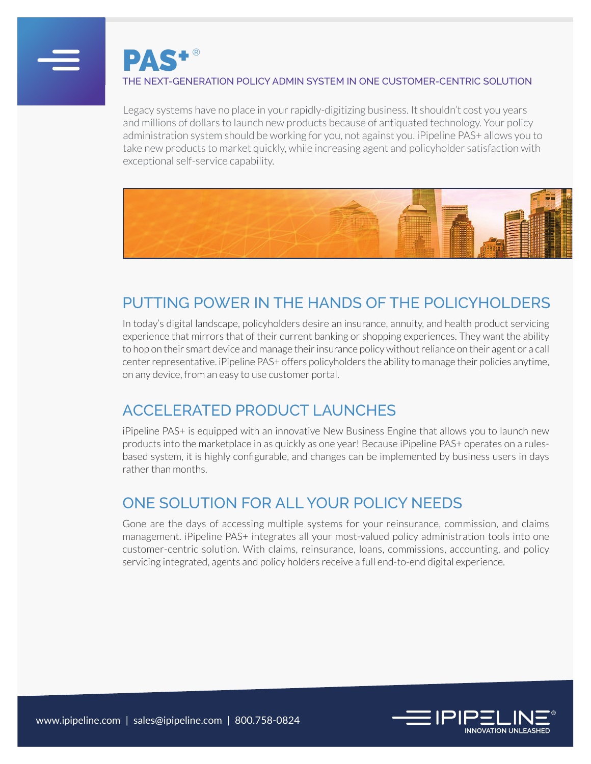# PAS+®

THE NEXT-GENERATION POLICY ADMIN SYSTEM IN ONE CUSTOMER-CENTRIC SOLUTION

Legacy systems have no place in your rapidly-digitizing business. It shouldn't cost you years and millions of dollars to launch new products because of antiquated technology. Your policy administration system should be working for you, not against you. iPipeline PAS+ allows you to take new products to market quickly, while increasing agent and policyholder satisfaction with exceptional self-service capability.

## PUTTING POWER IN THE HANDS OF THE POLICYHOLDERS

In today's digital landscape, policyholders desire an insurance, annuity, and health product servicing experience that mirrors that of their current banking or shopping experiences. They want the ability to hop on their smart device and manage their insurance policy without reliance on their agent or a call center representative. iPipeline PAS+ offers policyholders the ability to manage their policies anytime, on any device, from an easy to use customer portal.

## ACCELERATED PRODUCT LAUNCHES

iPipeline PAS+ is equipped with an innovative New Business Engine that allows you to launch new products into the marketplace in as quickly as one year! Because iPipeline PAS+ operates on a rules-based system, it is highly configurable, and changes can be implemented by business users in days rather than months.

## ONE SOLUTION FOR ALL YOUR POLICY NEEDS

Gone are the days of accessing multiple systems for your reinsurance, commission, and claims management. iPipeline PAS+ integrates all your most-valued policy administration tools into one customer-centric solution. With claims, reinsurance, loans, commissions, accounting, and policy servicing integrated, agents and policy holders receive a full end-to-end digital experience.

www.ipipeline.com | sales@ipipeline.com | 800.758-0824

IPIPELINE® INNOVATION UNLEASHED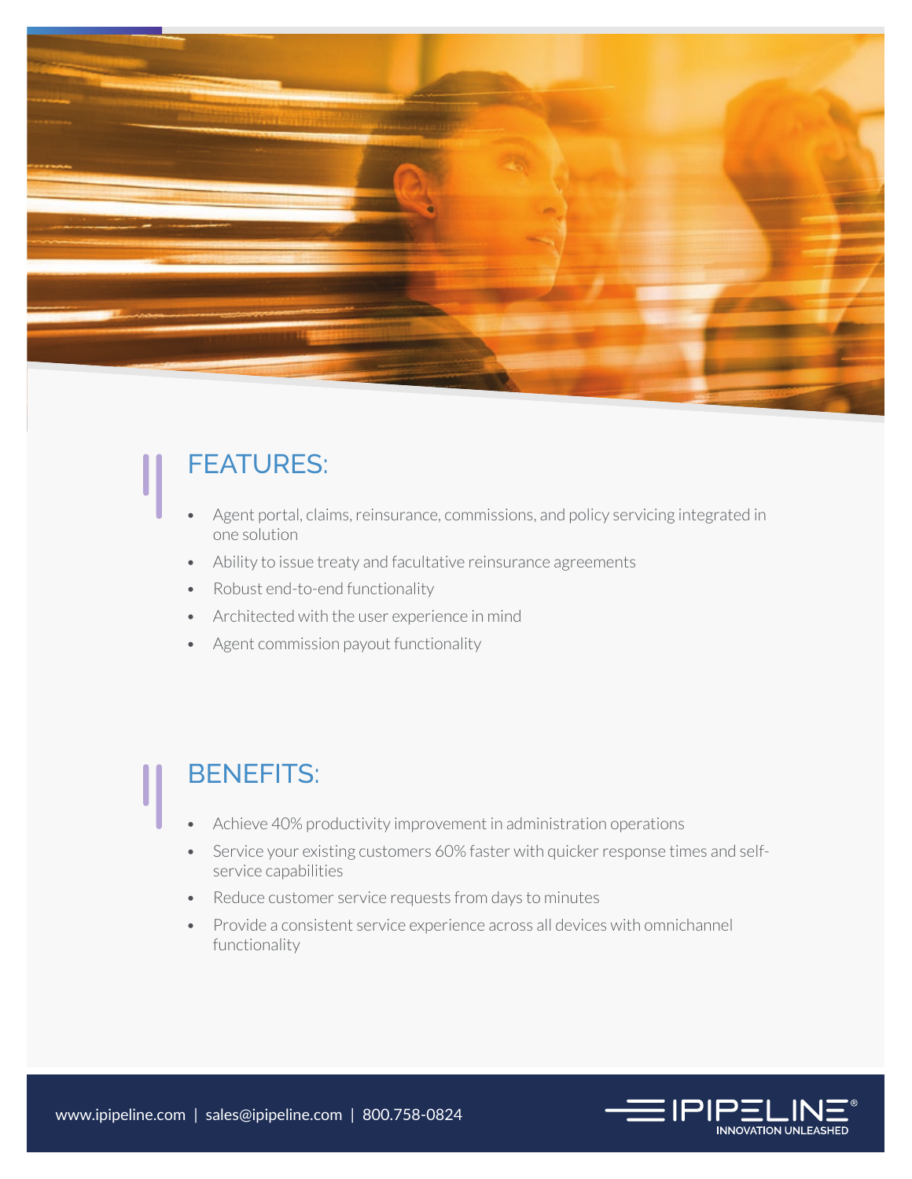## FEATURES:

- Agent portal, claims, reinsurance, commissions, and policy servicing integrated in one solution
- Ability to issue treaty and facultative reinsurance agreements
- Robust end-to-end functionality
- Architected with the user experience in mind
- Agent commission payout functionality

## BENEFITS:

- Achieve 40% productivity improvement in administration operations
- Service your existing customers 60% faster with quicker response times and self-service capabilities
- Reduce customer service requests from days to minutes
- Provide a consistent service experience across all devices with omnichannel functionality

www.ipipeline.com | sales@ipipeline.com | 800.758-0824

IPIPELINE® INNOVATION UNLEASHED